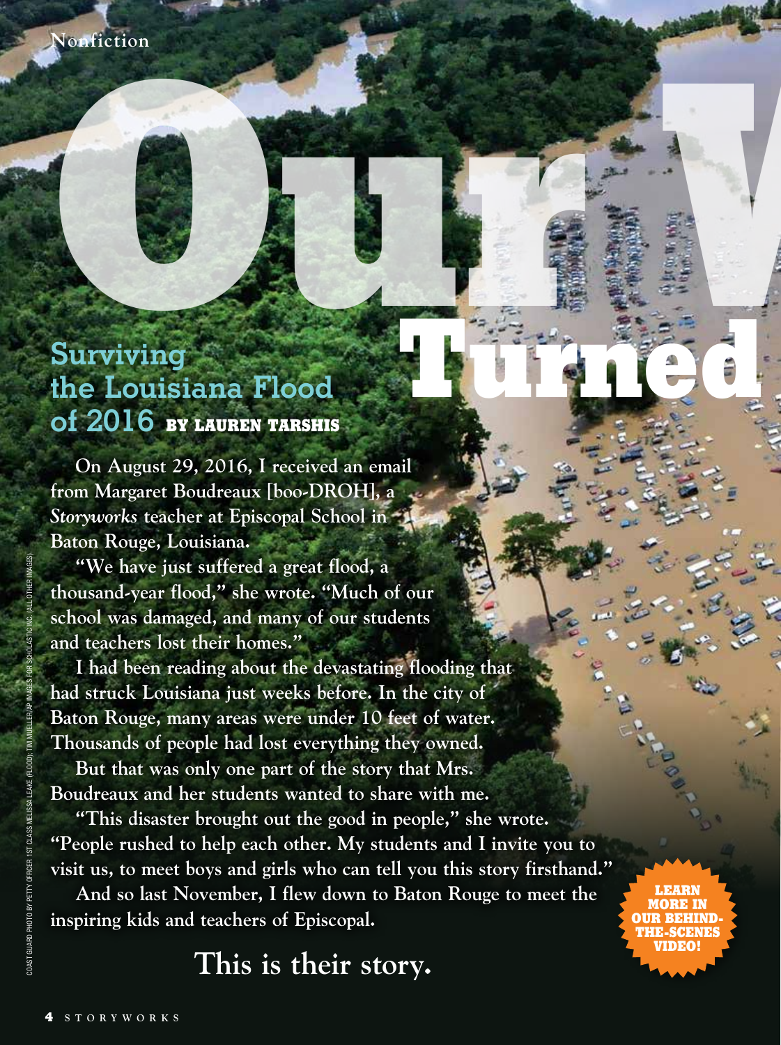Nonfiction

# Our W... Turned

## Surviving the Louisiana Flood of 2016

**BY LAUREN TARSHIS**

On August 29, 2016, I received an email from Margaret Boudreaux [boo-DROH], a *Storyworks* teacher at Episcopal School in Baton Rouge, Louisiana.

"We have just suffered a great flood, a thousand-year flood," she wrote. "Much of our school was damaged, and many of our students and teachers lost their homes."

I had been reading about the devastating flooding that had struck Louisiana just weeks before. In the city of Baton Rouge, many areas were under 10 feet of water. Thousands of people had lost everything they owned.

But that was only one part of the story that Mrs. Boudreaux and her students wanted to share with me.

"This disaster brought out the good in people," she wrote. "People rushed to help each other. My students and I invite you to visit us, to meet boys and girls who can tell you this story firsthand."

And so last November, I flew down to Baton Rouge to meet the inspiring kids and teachers of Episcopal.

**This is their story.**

LEARN MORE IN OUR BEHIND-THE-SCENES VIDEO!

COAST GUARD PHOTO BY PETTY OFFICER 1ST CLASS MELISSA LEAKE (FLOOD); TIM MUELLER/AP IMAGES FOR SCHOLASTIC INC. (ALL OTHER IMAGES)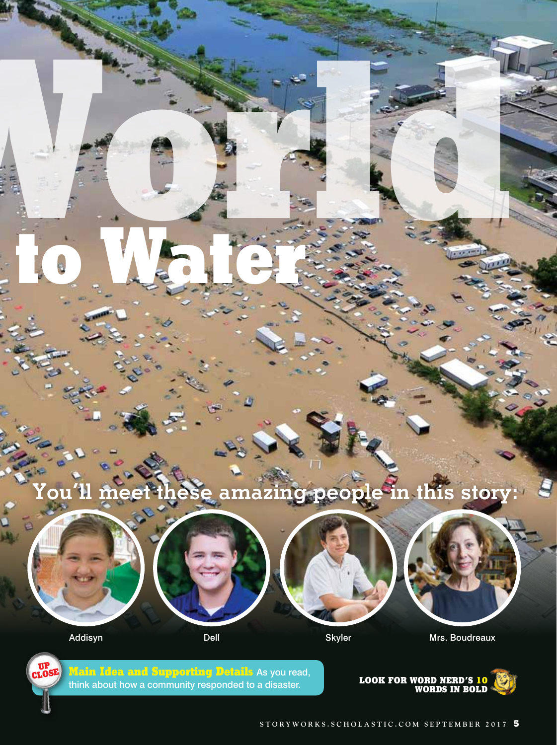# World to Water

You'll meet these amazing people in this story:

Addisyn

Dell

Skyler

Mrs. Boudreaux

UP CLOSE **Main Idea and Supporting Details** As you read, think about how a community responded to a disaster.

**LOOK FOR WORD NERD'S 10 WORDS IN BOLD**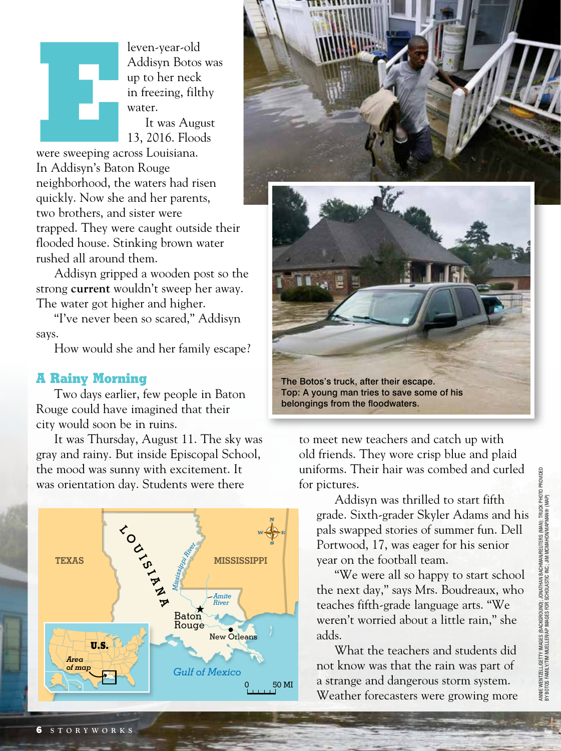Eleven-year-old Addisyn Botos was up to her neck in freezing, filthy water.

It was August 13, 2016. Floods were sweeping across Louisiana. In Addisyn's Baton Rouge neighborhood, the waters had risen quickly. Now she and her parents, two brothers, and sister were trapped. They were caught outside their flooded house. Stinking brown water rushed all around them.

Addisyn gripped a wooden post so the strong **current** wouldn't sweep her away. The water got higher and higher.

"I've never been so scared," Addisyn says.

How would she and her family escape?

The Botos's truck, after their escape.
Top: A young man tries to save some of his belongings from the floodwaters.

## A Rainy Morning

Two days earlier, few people in Baton Rouge could have imagined that their city would soon be in ruins.

It was Thursday, August 11. The sky was gray and rainy. But inside Episcopal School, the mood was sunny with excitement. It was orientation day. Students were there to meet new teachers and catch up with old friends. They wore crisp blue and plaid uniforms. Their hair was combed and curled for pictures.

Addisyn was thrilled to start fifth grade. Sixth-grader Skyler Adams and his pals swapped stories of summer fun. Dell Portwood, 17, was eager for his senior year on the football team.

"We were all so happy to start school the next day," says Mrs. Boudreaux, who teaches fifth-grade language arts. "We weren't worried about a little rain," she adds.

What the teachers and students did not know was that the rain was part of a strange and dangerous storm system. Weather forecasters were growing more

TEXAS | LOUISIANA | MISSISSIPPI | Mississippi River | Amite River | Baton Rouge | New Orleans | Gulf of Mexico | U.S. | Area of map | 0 50 MI

ANNIE WENTZEL/GETTY IMAGES (BACKGROUND); JONATHAN BACHMAN/REUTERS (MAN); TRUCK PHOTO PROVIDED BY BOTOS FAMILY/TIM MUELLER/AP IMAGES FOR SCHOLASTIC INC.; JIM MCMAHON/MAPMAN® (MAP)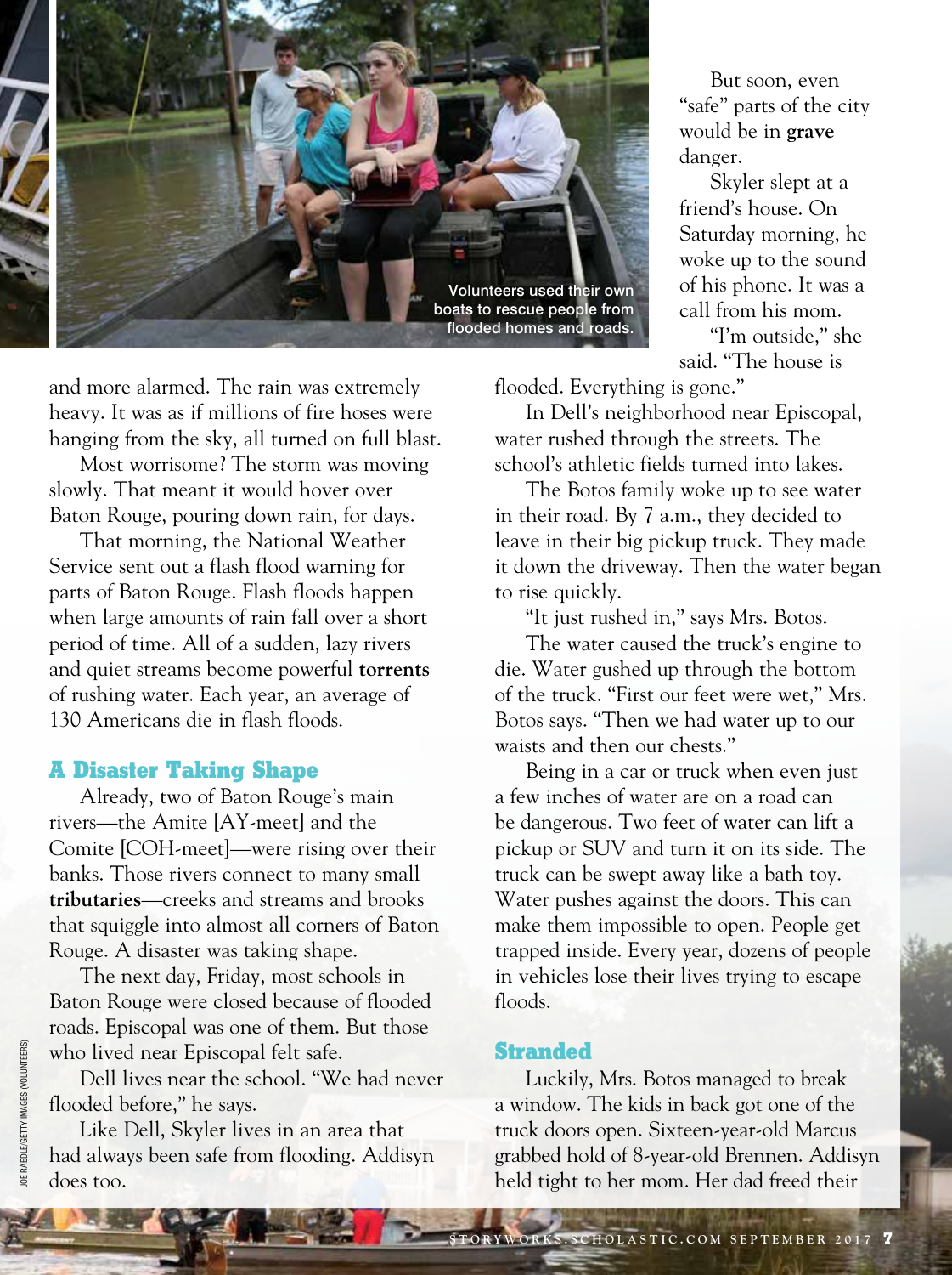Volunteers used their own boats to rescue people from flooded homes and roads.

and more alarmed. The rain was extremely heavy. It was as if millions of fire hoses were hanging from the sky, all turned on full blast.

Most worrisome? The storm was moving slowly. That meant it would hover over Baton Rouge, pouring down rain, for days.

That morning, the National Weather Service sent out a flash flood warning for parts of Baton Rouge. Flash floods happen when large amounts of rain fall over a short period of time. All of a sudden, lazy rivers and quiet streams become powerful **torrents** of rushing water. Each year, an average of 130 Americans die in flash floods.

## A Disaster Taking Shape

Already, two of Baton Rouge's main rivers—the Amite [AY-meet] and the Comite [COH-meet]—were rising over their banks. Those rivers connect to many small **tributaries**—creeks and streams and brooks that squiggle into almost all corners of Baton Rouge. A disaster was taking shape.

The next day, Friday, most schools in Baton Rouge were closed because of flooded roads. Episcopal was one of them. But those who lived near Episcopal felt safe.

Dell lives near the school. "We had never flooded before," he says.

Like Dell, Skyler lives in an area that had always been safe from flooding. Addisyn does too.

But soon, even "safe" parts of the city would be in **grave** danger.

Skyler slept at a friend's house. On Saturday morning, he woke up to the sound of his phone. It was a call from his mom.

"I'm outside," she said. "The house is flooded. Everything is gone."

In Dell's neighborhood near Episcopal, water rushed through the streets. The school's athletic fields turned into lakes.

The Botos family woke up to see water in their road. By 7 a.m., they decided to leave in their big pickup truck. They made it down the driveway. Then the water began to rise quickly.

"It just rushed in," says Mrs. Botos.

The water caused the truck's engine to die. Water gushed up through the bottom of the truck. "First our feet were wet," Mrs. Botos says. "Then we had water up to our waists and then our chests."

Being in a car or truck when even just a few inches of water are on a road can be dangerous. Two feet of water can lift a pickup or SUV and turn it on its side. The truck can be swept away like a bath toy. Water pushes against the doors. This can make them impossible to open. People get trapped inside. Every year, dozens of people in vehicles lose their lives trying to escape floods.

## Stranded

Luckily, Mrs. Botos managed to break a window. The kids in back got one of the truck doors open. Sixteen-year-old Marcus grabbed hold of 8-year-old Brennen. Addisyn held tight to her mom. Her dad freed their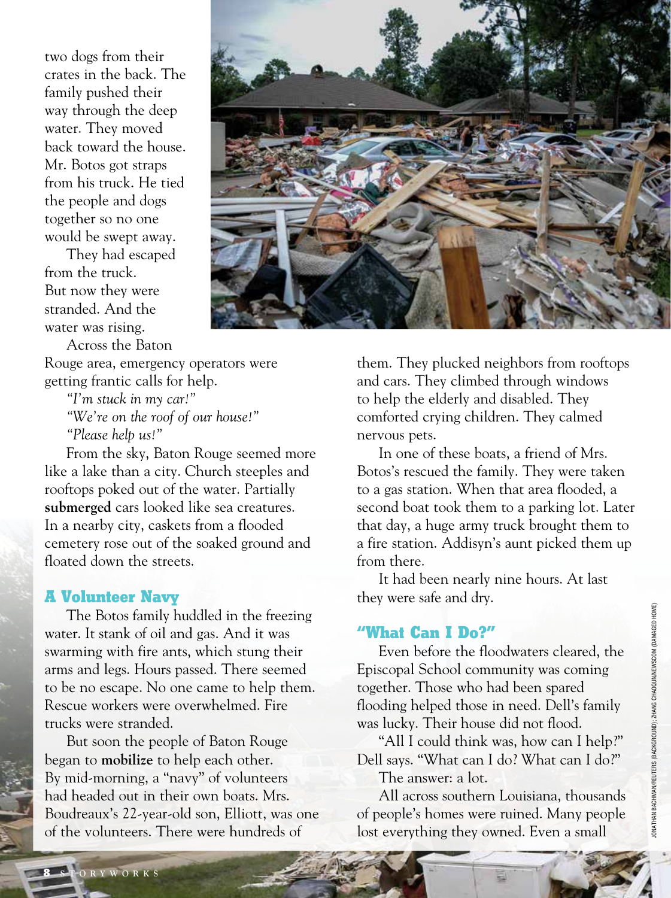two dogs from their crates in the back. The family pushed their way through the deep water. They moved back toward the house. Mr. Botos got straps from his truck. He tied the people and dogs together so no one would be swept away.

They had escaped from the truck. But now they were stranded. And the water was rising.

Across the Baton Rouge area, emergency operators were getting frantic calls for help.

*"I'm stuck in my car!"*

*"We're on the roof of our house!"*

*"Please help us!"*

From the sky, Baton Rouge seemed more like a lake than a city. Church steeples and rooftops poked out of the water. Partially **submerged** cars looked like sea creatures. In a nearby city, caskets from a flooded cemetery rose out of the soaked ground and floated down the streets.

## A Volunteer Navy

The Botos family huddled in the freezing water. It stank of oil and gas. And it was swarming with fire ants, which stung their arms and legs. Hours passed. There seemed to be no escape. No one came to help them. Rescue workers were overwhelmed. Fire trucks were stranded.

But soon the people of Baton Rouge began to **mobilize** to help each other. By mid-morning, a "navy" of volunteers had headed out in their own boats. Mrs. Boudreaux's 22-year-old son, Elliott, was one of the volunteers. There were hundreds of them. They plucked neighbors from rooftops and cars. They climbed through windows to help the elderly and disabled. They comforted crying children. They calmed nervous pets.

In one of these boats, a friend of Mrs. Botos's rescued the family. They were taken to a gas station. When that area flooded, a second boat took them to a parking lot. Later that day, a huge army truck brought them to a fire station. Addisyn's aunt picked them up from there.

It had been nearly nine hours. At last they were safe and dry.

## "What Can I Do?"

Even before the floodwaters cleared, the Episcopal School community was coming together. Those who had been spared flooding helped those in need. Dell's family was lucky. Their house did not flood.

"All I could think was, how can I help?" Dell says. "What can I do? What can I do?"

The answer: a lot.

All across southern Louisiana, thousands of people's homes were ruined. Many people lost everything they owned. Even a small

JONATHAN BACHMAN/REUTERS (BACKGROUND); ZHANG CHAOQUN/NEWSCOM (DAMAGED HOME)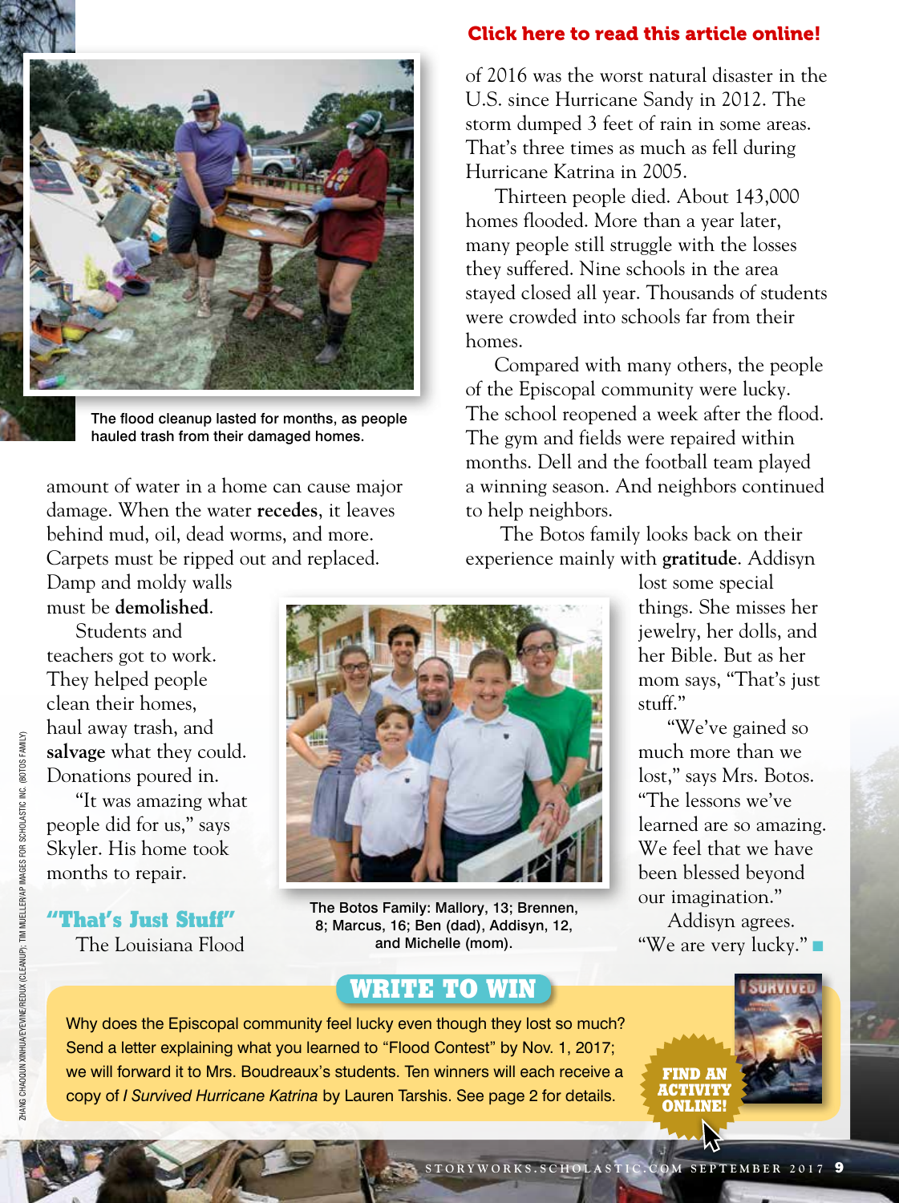**Click here to read this article online!**

The flood cleanup lasted for months, as people hauled trash from their damaged homes.

amount of water in a home can cause major damage. When the water **recedes**, it leaves behind mud, oil, dead worms, and more. Carpets must be ripped out and replaced. Damp and moldy walls must be **demolished**.

Students and teachers got to work. They helped people clean their homes, haul away trash, and **salvage** what they could. Donations poured in.

"It was amazing what people did for us," says Skyler. His home took months to repair.

## "That's Just Stuff"

The Louisiana Flood of 2016 was the worst natural disaster in the U.S. since Hurricane Sandy in 2012. The storm dumped 3 feet of rain in some areas. That's three times as much as fell during Hurricane Katrina in 2005.

Thirteen people died. About 143,000 homes flooded. More than a year later, many people still struggle with the losses they suffered. Nine schools in the area stayed closed all year. Thousands of students were crowded into schools far from their homes.

Compared with many others, the people of the Episcopal community were lucky. The school reopened a week after the flood. The gym and fields were repaired within months. Dell and the football team played a winning season. And neighbors continued to help neighbors.

The Botos family looks back on their experience mainly with **gratitude**. Addisyn lost some special things. She misses her jewelry, her dolls, and her Bible. But as her mom says, "That's just stuff."

"We've gained so much more than we lost," says Mrs. Botos. "The lessons we've learned are so amazing. We feel that we have been blessed beyond our imagination."

Addisyn agrees. "We are very lucky." ■

The Botos Family: Mallory, 13; Brennen, 8; Marcus, 16; Ben (dad), Addisyn, 12, and Michelle (mom).

ZHANG CHAOQUN XINHUA/EYEVINE/REDUX (CLEANUP); TIM MUELLER/AP IMAGES FOR SCHOLASTIC INC. (BOTOS FAMILY)

## WRITE TO WIN

Why does the Episcopal community feel lucky even though they lost so much? Send a letter explaining what you learned to "Flood Contest" by Nov. 1, 2017; we will forward it to Mrs. Boudreaux's students. Ten winners will each receive a copy of *I Survived Hurricane Katrina* by Lauren Tarshis. See page 2 for details.

**FIND AN ACTIVITY ONLINE!**